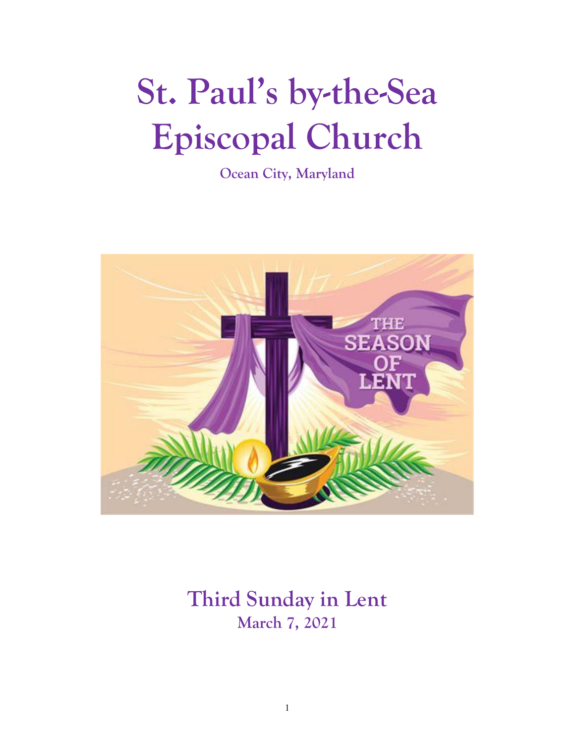# St. Paul's by-the-Sea Episcopal Church

**Ocean City, Maryland**

## Third Sunday in Lent

**March 7, 2021**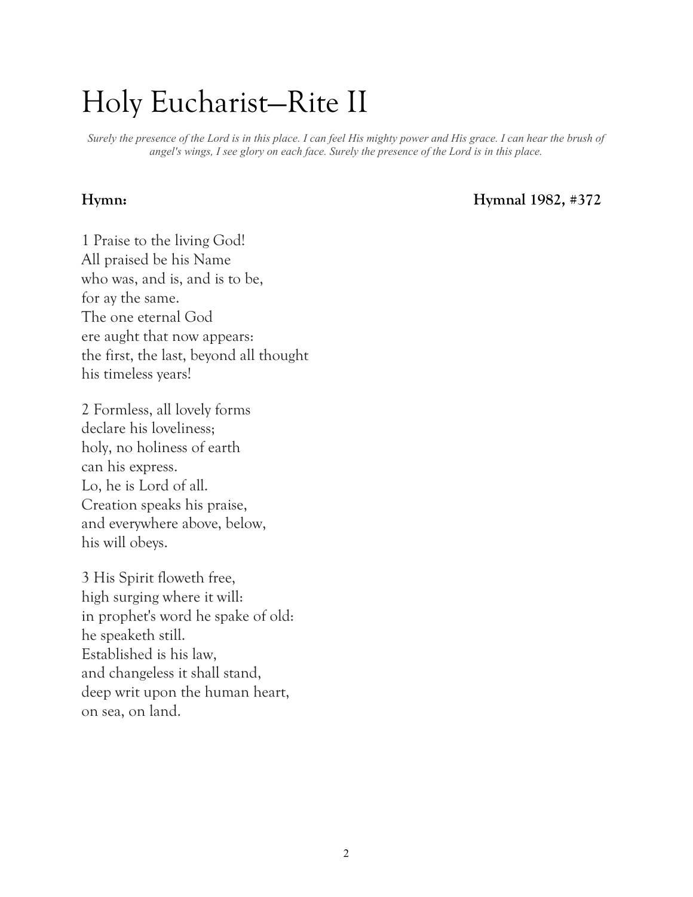# Holy Eucharist—Rite II

*Surely the presence of the Lord is in this place. I can feel His mighty power and His grace. I can hear the brush of angel's wings, I see glory on each face. Surely the presence of the Lord is in this place.*

**Hymn:** **Hymnal 1982, #372**

1 Praise to the living God!  
All praised be his Name  
who was, and is, and is to be,  
for ay the same.  
The one eternal God  
ere aught that now appears:  
the first, the last, beyond all thought  
his timeless years!

2 Formless, all lovely forms  
declare his loveliness;  
holy, no holiness of earth  
can his express.  
Lo, he is Lord of all.  
Creation speaks his praise,  
and everywhere above, below,  
his will obeys.

3 His Spirit floweth free,  
high surging where it will:  
in prophet's word he spake of old:  
he speaketh still.  
Established is his law,  
and changeless it shall stand,  
deep writ upon the human heart,  
on sea, on land.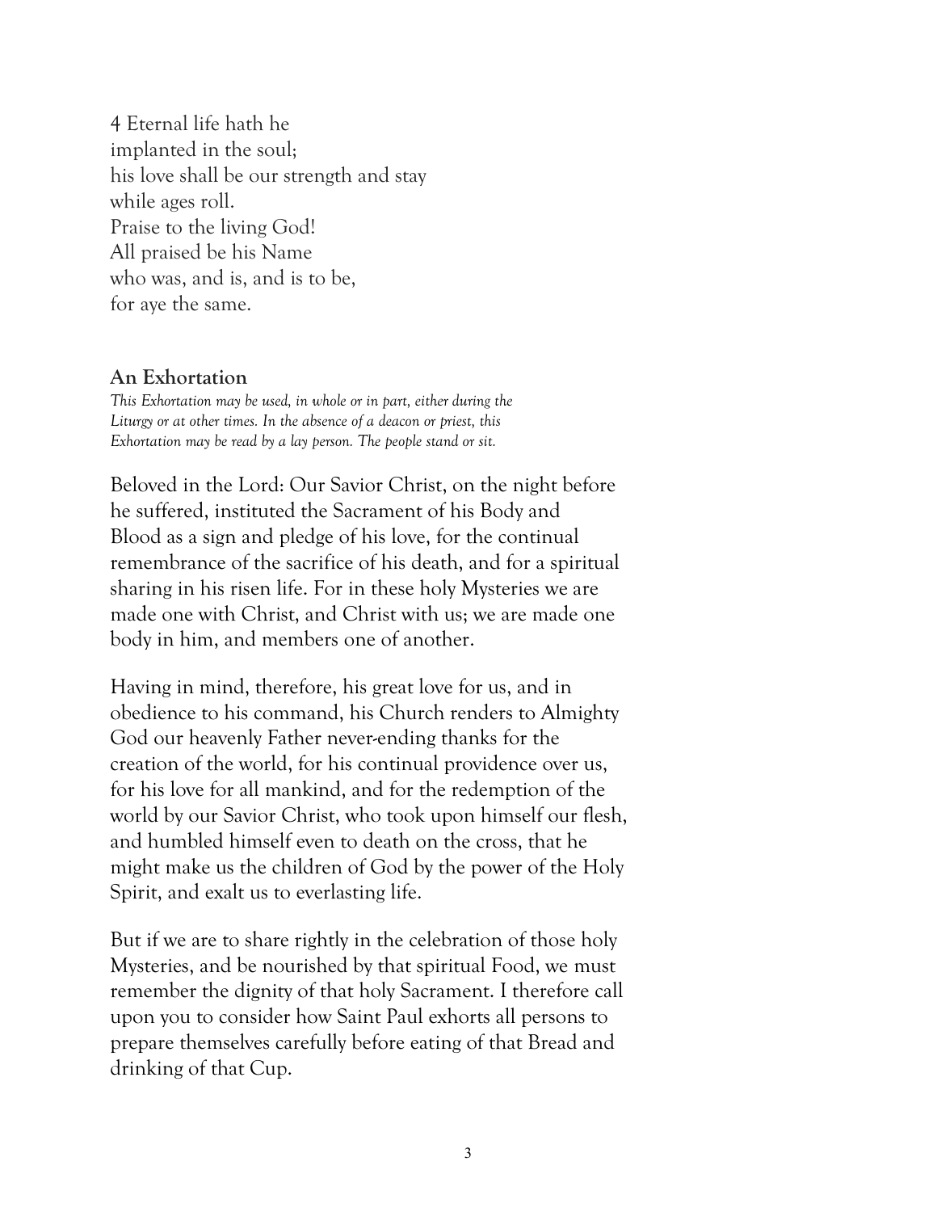4 Eternal life hath he
implanted in the soul;
his love shall be our strength and stay
while ages roll.
Praise to the living God!
All praised be his Name
who was, and is, and is to be,
for aye the same.

**An Exhortation**

*This Exhortation may be used, in whole or in part, either during the Liturgy or at other times. In the absence of a deacon or priest, this Exhortation may be read by a lay person. The people stand or sit.*

Beloved in the Lord: Our Savior Christ, on the night before he suffered, instituted the Sacrament of his Body and Blood as a sign and pledge of his love, for the continual remembrance of the sacrifice of his death, and for a spiritual sharing in his risen life. For in these holy Mysteries we are made one with Christ, and Christ with us; we are made one body in him, and members one of another.

Having in mind, therefore, his great love for us, and in obedience to his command, his Church renders to Almighty God our heavenly Father never-ending thanks for the creation of the world, for his continual providence over us, for his love for all mankind, and for the redemption of the world by our Savior Christ, who took upon himself our flesh, and humbled himself even to death on the cross, that he might make us the children of God by the power of the Holy Spirit, and exalt us to everlasting life.

But if we are to share rightly in the celebration of those holy Mysteries, and be nourished by that spiritual Food, we must remember the dignity of that holy Sacrament. I therefore call upon you to consider how Saint Paul exhorts all persons to prepare themselves carefully before eating of that Bread and drinking of that Cup.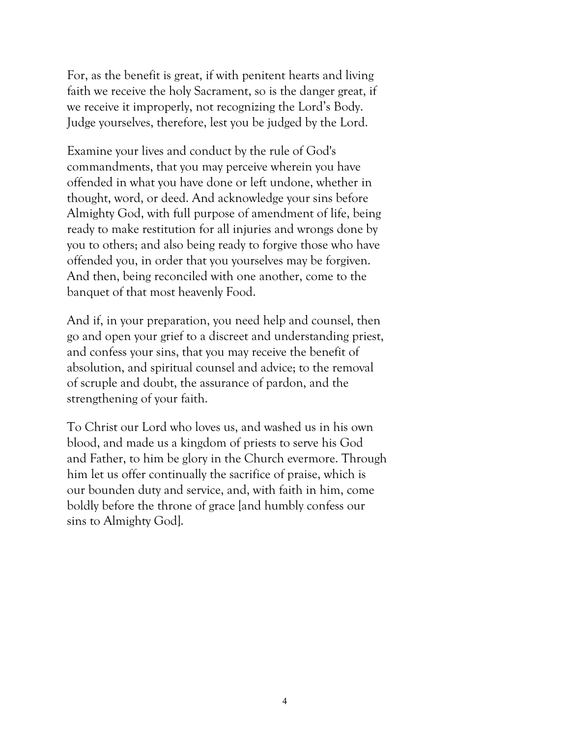For, as the benefit is great, if with penitent hearts and living faith we receive the holy Sacrament, so is the danger great, if we receive it improperly, not recognizing the Lord's Body. Judge yourselves, therefore, lest you be judged by the Lord.

Examine your lives and conduct by the rule of God's commandments, that you may perceive wherein you have offended in what you have done or left undone, whether in thought, word, or deed. And acknowledge your sins before Almighty God, with full purpose of amendment of life, being ready to make restitution for all injuries and wrongs done by you to others; and also being ready to forgive those who have offended you, in order that you yourselves may be forgiven. And then, being reconciled with one another, come to the banquet of that most heavenly Food.

And if, in your preparation, you need help and counsel, then go and open your grief to a discreet and understanding priest, and confess your sins, that you may receive the benefit of absolution, and spiritual counsel and advice; to the removal of scruple and doubt, the assurance of pardon, and the strengthening of your faith.

To Christ our Lord who loves us, and washed us in his own blood, and made us a kingdom of priests to serve his God and Father, to him be glory in the Church evermore. Through him let us offer continually the sacrifice of praise, which is our bounden duty and service, and, with faith in him, come boldly before the throne of grace [and humbly confess our sins to Almighty God].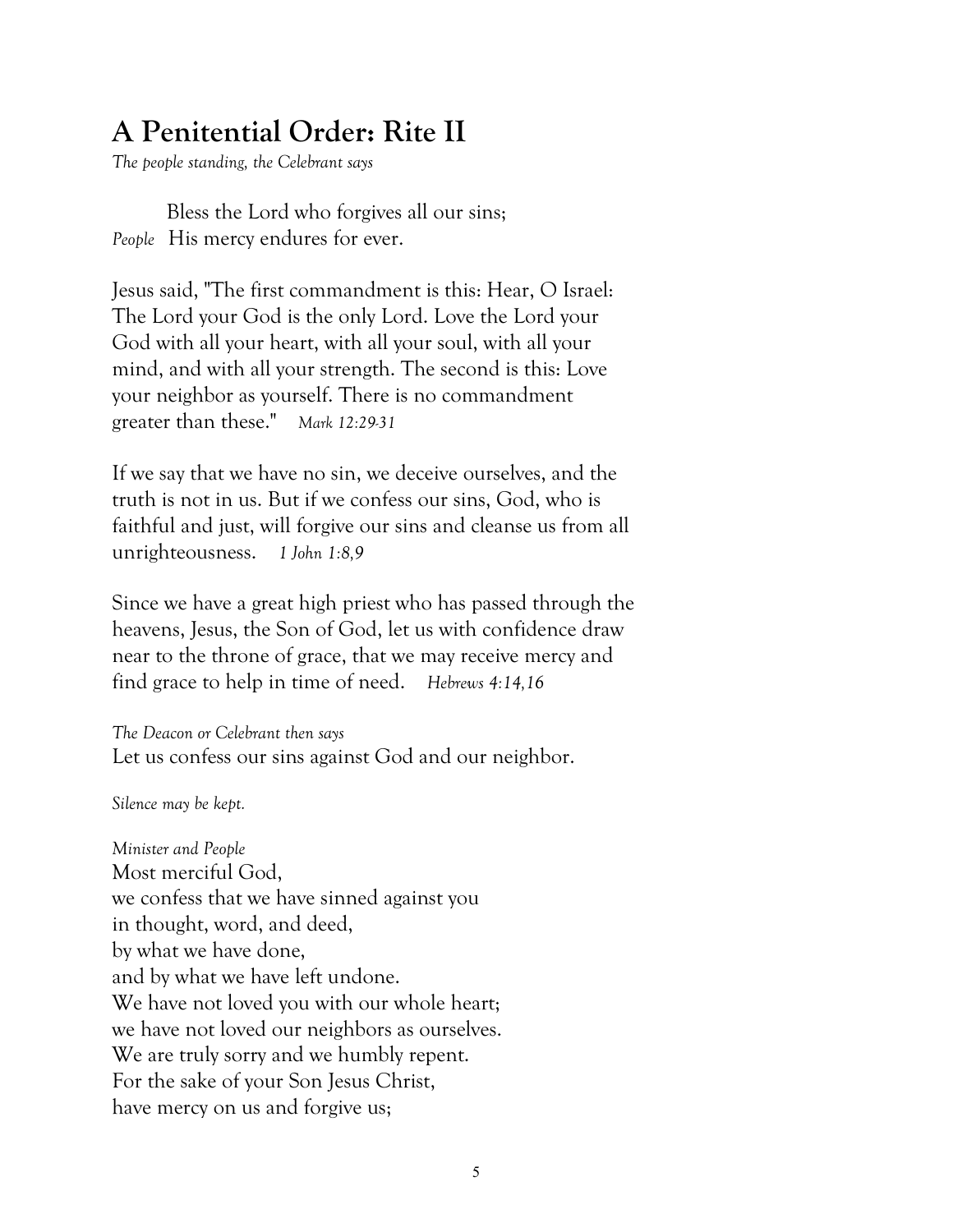# A Penitential Order: Rite II

*The people standing, the Celebrant says*

Bless the Lord who forgives all our sins;
*People* His mercy endures for ever.

Jesus said, "The first commandment is this: Hear, O Israel: The Lord your God is the only Lord. Love the Lord your God with all your heart, with all your soul, with all your mind, and with all your strength. The second is this: Love your neighbor as yourself. There is no commandment greater than these." *Mark 12:29-31*

If we say that we have no sin, we deceive ourselves, and the truth is not in us. But if we confess our sins, God, who is faithful and just, will forgive our sins and cleanse us from all unrighteousness. *1 John 1:8,9*

Since we have a great high priest who has passed through the heavens, Jesus, the Son of God, let us with confidence draw near to the throne of grace, that we may receive mercy and find grace to help in time of need. *Hebrews 4:14,16*

*The Deacon or Celebrant then says*
Let us confess our sins against God and our neighbor.

*Silence may be kept.*

*Minister and People*
Most merciful God,
we confess that we have sinned against you
in thought, word, and deed,
by what we have done,
and by what we have left undone.
We have not loved you with our whole heart;
we have not loved our neighbors as ourselves.
We are truly sorry and we humbly repent.
For the sake of your Son Jesus Christ,
have mercy on us and forgive us;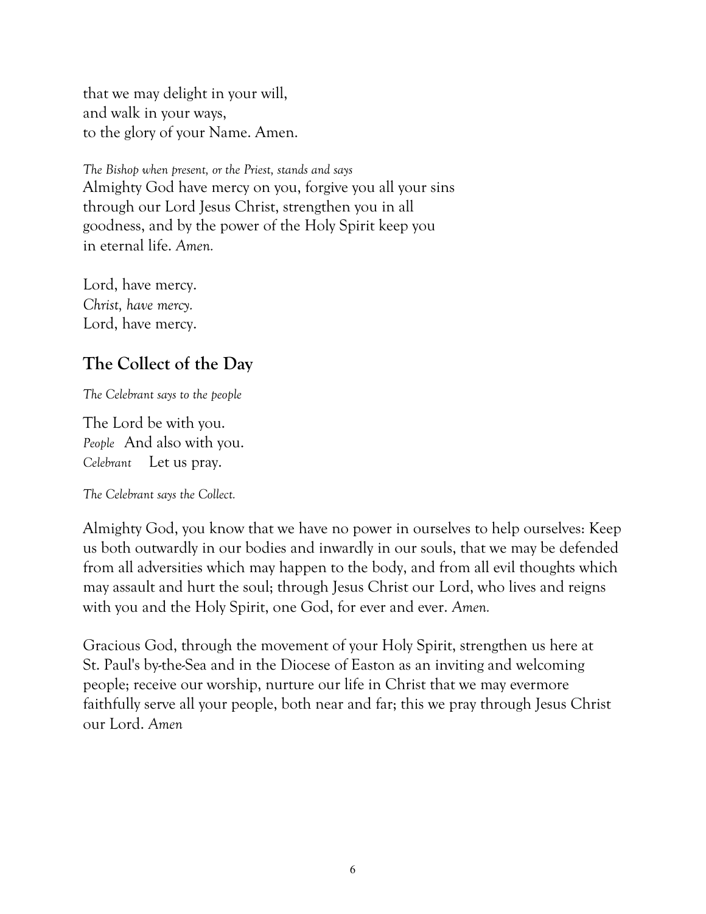that we may delight in your will,  
and walk in your ways,  
to the glory of your Name. Amen.

*The Bishop when present, or the Priest, stands and says*  
Almighty God have mercy on you, forgive you all your sins through our Lord Jesus Christ, strengthen you in all goodness, and by the power of the Holy Spirit keep you in eternal life. *Amen.*

Lord, have mercy.  
*Christ, have mercy.*  
Lord, have mercy.

## The Collect of the Day

*The Celebrant says to the people*

The Lord be with you.  
*People* And also with you.  
*Celebrant* Let us pray.

*The Celebrant says the Collect.*

Almighty God, you know that we have no power in ourselves to help ourselves: Keep us both outwardly in our bodies and inwardly in our souls, that we may be defended from all adversities which may happen to the body, and from all evil thoughts which may assault and hurt the soul; through Jesus Christ our Lord, who lives and reigns with you and the Holy Spirit, one God, for ever and ever. *Amen.*

Gracious God, through the movement of your Holy Spirit, strengthen us here at St. Paul's by-the-Sea and in the Diocese of Easton as an inviting and welcoming people; receive our worship, nurture our life in Christ that we may evermore faithfully serve all your people, both near and far; this we pray through Jesus Christ our Lord. *Amen*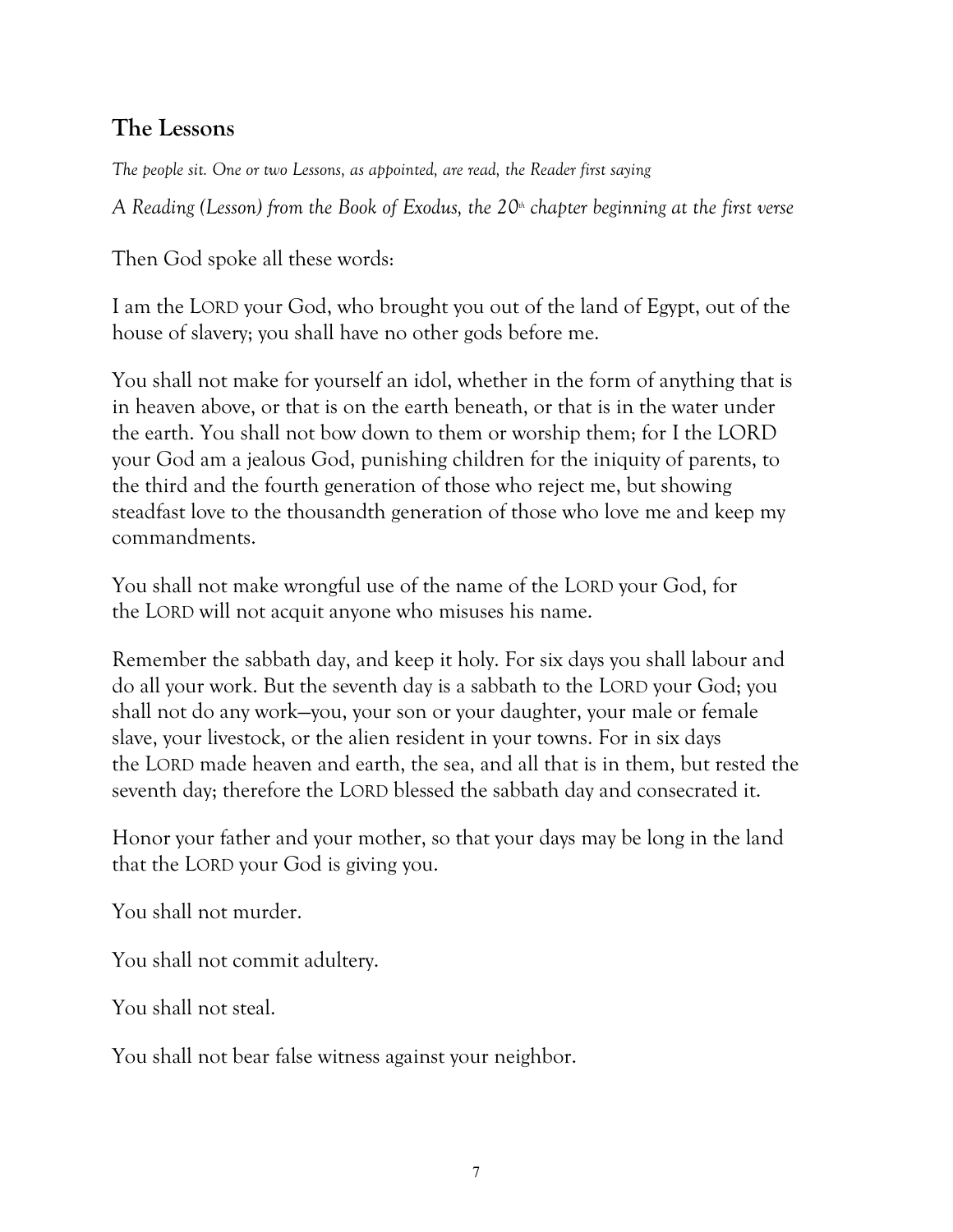## The Lessons

*The people sit. One or two Lessons, as appointed, are read, the Reader first saying*

*A Reading (Lesson) from the Book of Exodus, the 20th chapter beginning at the first verse*

Then God spoke all these words:

I am the LORD your God, who brought you out of the land of Egypt, out of the house of slavery; you shall have no other gods before me.

You shall not make for yourself an idol, whether in the form of anything that is in heaven above, or that is on the earth beneath, or that is in the water under the earth. You shall not bow down to them or worship them; for I the LORD your God am a jealous God, punishing children for the iniquity of parents, to the third and the fourth generation of those who reject me, but showing steadfast love to the thousandth generation of those who love me and keep my commandments.

You shall not make wrongful use of the name of the LORD your God, for the LORD will not acquit anyone who misuses his name.

Remember the sabbath day, and keep it holy. For six days you shall labour and do all your work. But the seventh day is a sabbath to the LORD your God; you shall not do any work—you, your son or your daughter, your male or female slave, your livestock, or the alien resident in your towns. For in six days the LORD made heaven and earth, the sea, and all that is in them, but rested the seventh day; therefore the LORD blessed the sabbath day and consecrated it.

Honor your father and your mother, so that your days may be long in the land that the LORD your God is giving you.

You shall not murder.

You shall not commit adultery.

You shall not steal.

You shall not bear false witness against your neighbor.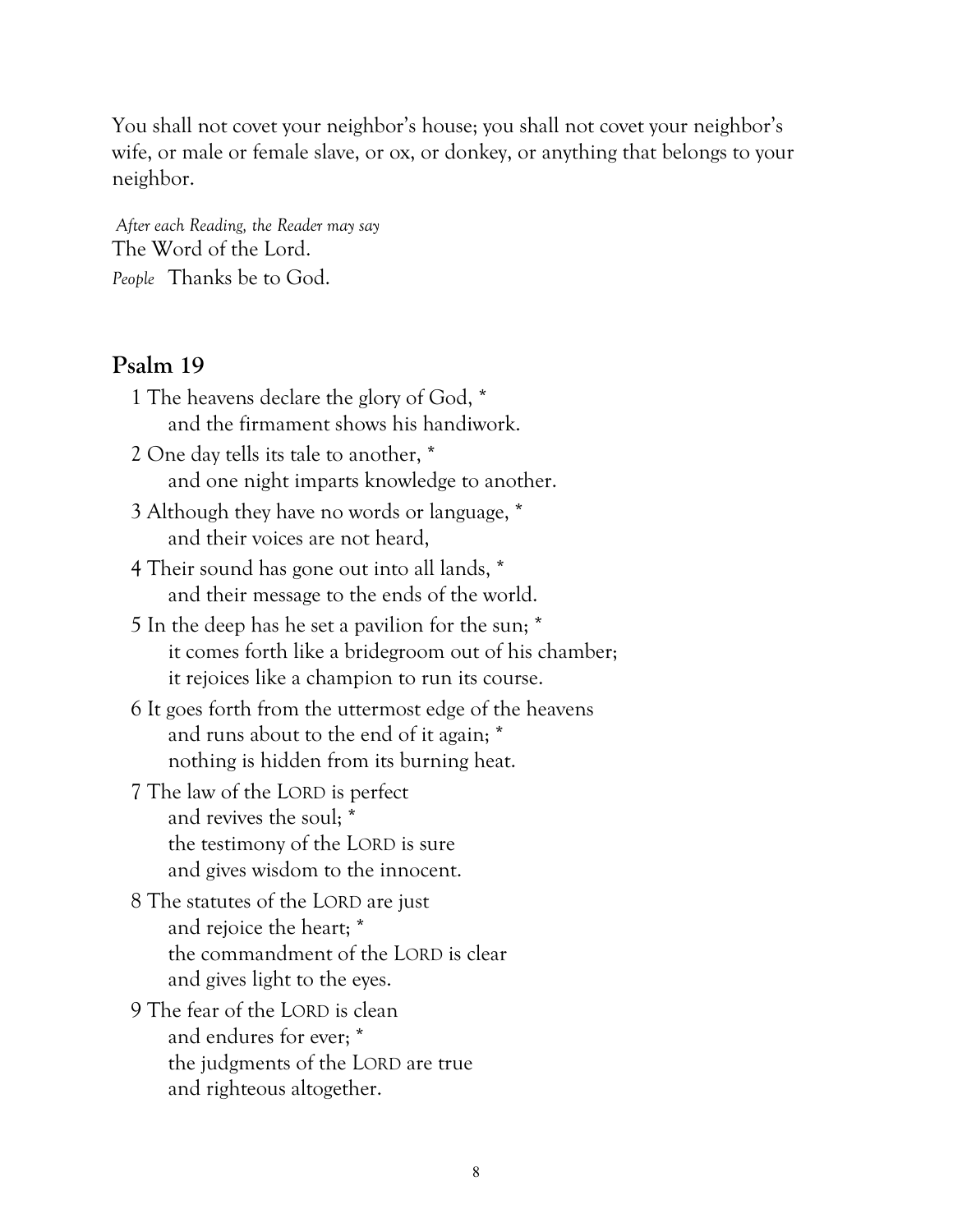You shall not covet your neighbor's house; you shall not covet your neighbor's wife, or male or female slave, or ox, or donkey, or anything that belongs to your neighbor.

*After each Reading, the Reader may say*
The Word of the Lord.
*People* Thanks be to God.

## Psalm 19

1 The heavens declare the glory of God, *
  and the firmament shows his handiwork.

2 One day tells its tale to another, *
  and one night imparts knowledge to another.

3 Although they have no words or language, *
  and their voices are not heard,

4 Their sound has gone out into all lands, *
  and their message to the ends of the world.

5 In the deep has he set a pavilion for the sun; *
  it comes forth like a bridegroom out of his chamber;
  it rejoices like a champion to run its course.

6 It goes forth from the uttermost edge of the heavens
  and runs about to the end of it again; *
  nothing is hidden from its burning heat.

7 The law of the LORD is perfect
  and revives the soul; *
  the testimony of the LORD is sure
  and gives wisdom to the innocent.

8 The statutes of the LORD are just
  and rejoice the heart; *
  the commandment of the LORD is clear
  and gives light to the eyes.

9 The fear of the LORD is clean
  and endures for ever; *
  the judgments of the LORD are true
  and righteous altogether.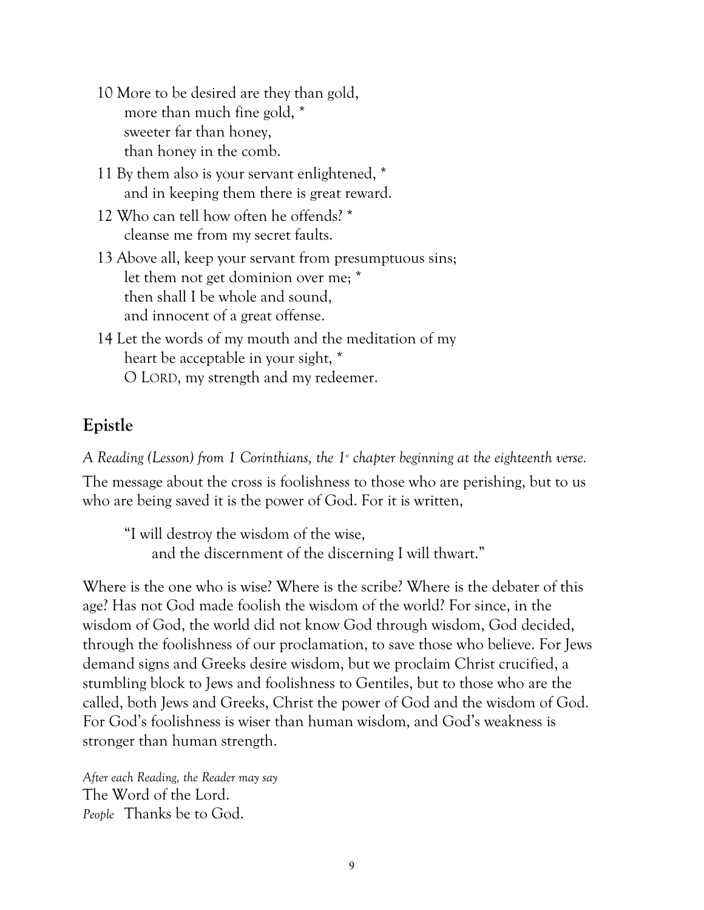10 More to be desired are they than gold,
  more than much fine gold, *
  sweeter far than honey,
  than honey in the comb.

11 By them also is your servant enlightened, *
  and in keeping them there is great reward.

12 Who can tell how often he offends? *
  cleanse me from my secret faults.

13 Above all, keep your servant from presumptuous sins;
  let them not get dominion over me; *
  then shall I be whole and sound,
  and innocent of a great offense.

14 Let the words of my mouth and the meditation of my
  heart be acceptable in your sight, *
  O LORD, my strength and my redeemer.

## Epistle

*A Reading (Lesson) from 1 Corinthians, the 1st chapter beginning at the eighteenth verse.*

The message about the cross is foolishness to those who are perishing, but to us who are being saved it is the power of God. For it is written,

> "I will destroy the wisdom of the wise,
>   and the discernment of the discerning I will thwart."

Where is the one who is wise? Where is the scribe? Where is the debater of this age? Has not God made foolish the wisdom of the world? For since, in the wisdom of God, the world did not know God through wisdom, God decided, through the foolishness of our proclamation, to save those who believe. For Jews demand signs and Greeks desire wisdom, but we proclaim Christ crucified, a stumbling block to Jews and foolishness to Gentiles, but to those who are the called, both Jews and Greeks, Christ the power of God and the wisdom of God. For God's foolishness is wiser than human wisdom, and God's weakness is stronger than human strength.

*After each Reading, the Reader may say*
The Word of the Lord.
*People* Thanks be to God.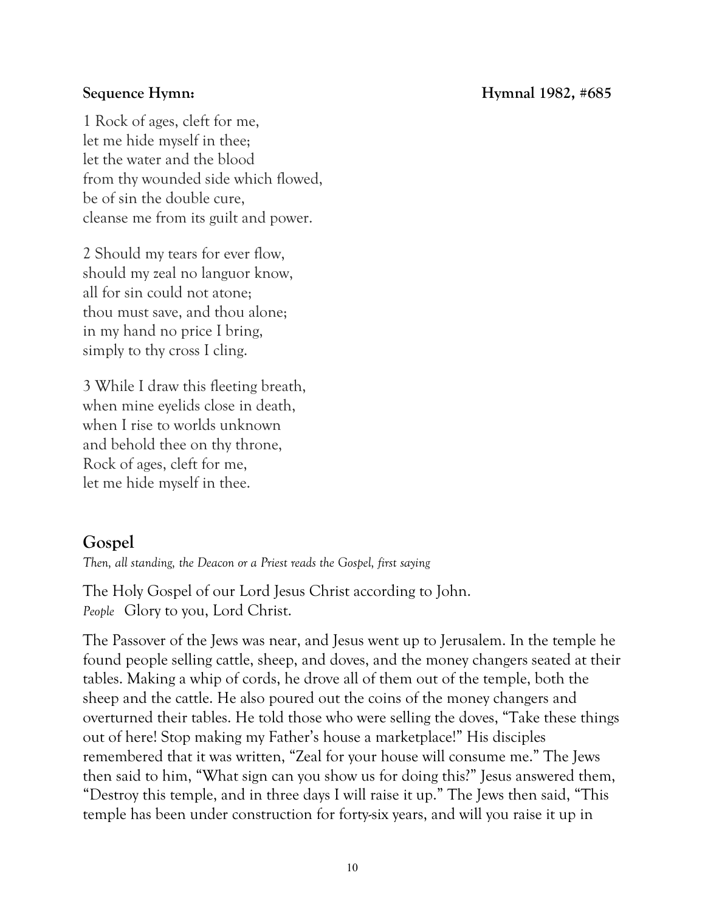**Sequence Hymn:** **Hymnal 1982, #685**

1 Rock of ages, cleft for me,
let me hide myself in thee;
let the water and the blood
from thy wounded side which flowed,
be of sin the double cure,
cleanse me from its guilt and power.

2 Should my tears for ever flow,
should my zeal no languor know,
all for sin could not atone;
thou must save, and thou alone;
in my hand no price I bring,
simply to thy cross I cling.

3 While I draw this fleeting breath,
when mine eyelids close in death,
when I rise to worlds unknown
and behold thee on thy throne,
Rock of ages, cleft for me,
let me hide myself in thee.

## Gospel

*Then, all standing, the Deacon or a Priest reads the Gospel, first saying*

The Holy Gospel of our Lord Jesus Christ according to John.
*People* Glory to you, Lord Christ.

The Passover of the Jews was near, and Jesus went up to Jerusalem. In the temple he found people selling cattle, sheep, and doves, and the money changers seated at their tables. Making a whip of cords, he drove all of them out of the temple, both the sheep and the cattle. He also poured out the coins of the money changers and overturned their tables. He told those who were selling the doves, "Take these things out of here! Stop making my Father's house a marketplace!" His disciples remembered that it was written, "Zeal for your house will consume me." The Jews then said to him, "What sign can you show us for doing this?" Jesus answered them, "Destroy this temple, and in three days I will raise it up." The Jews then said, "This temple has been under construction for forty-six years, and will you raise it up in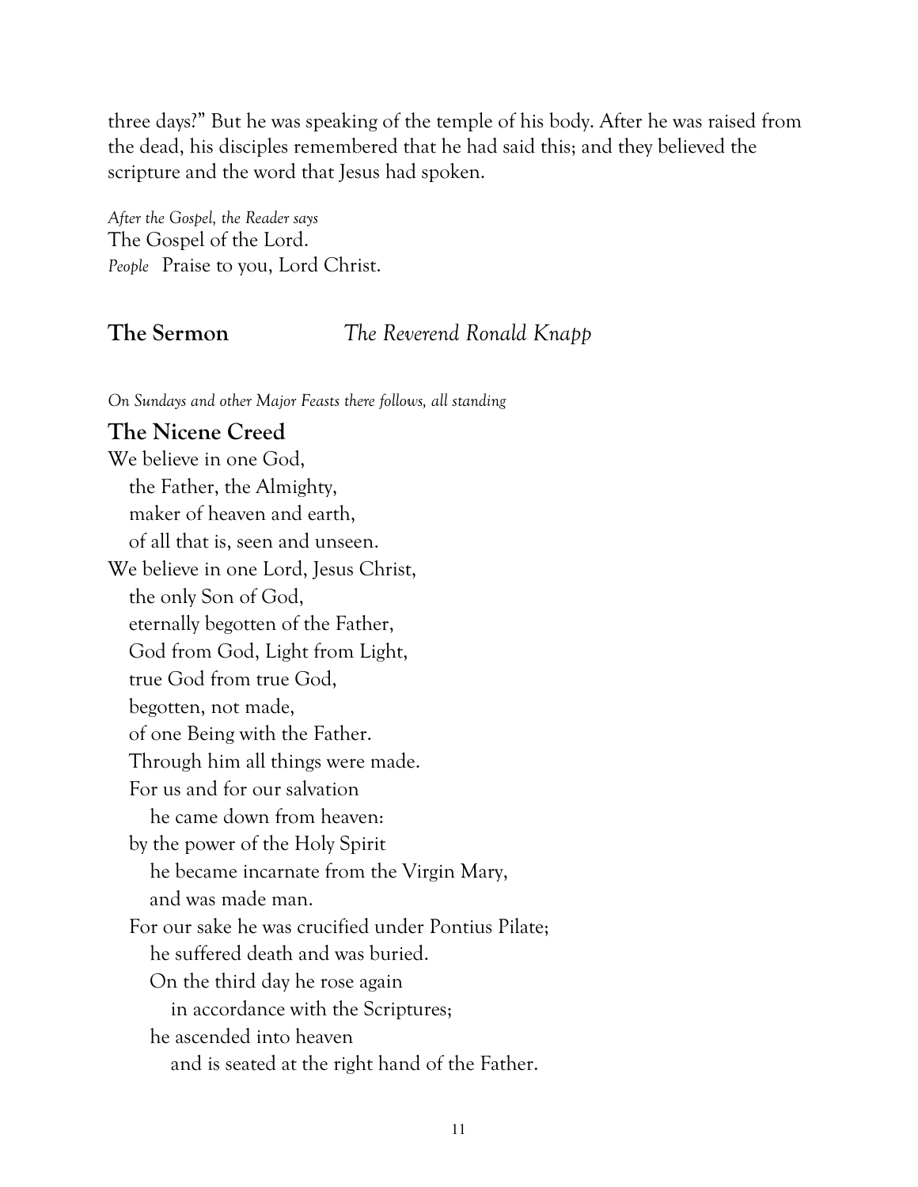three days?" But he was speaking of the temple of his body. After he was raised from the dead, his disciples remembered that he had said this; and they believed the scripture and the word that Jesus had spoken.

*After the Gospel, the Reader says*
The Gospel of the Lord.
*People* Praise to you, Lord Christ.

## The Sermon *The Reverend Ronald Knapp*

*On Sundays and other Major Feasts there follows, all standing*

## The Nicene Creed

We believe in one God,
  the Father, the Almighty,
  maker of heaven and earth,
  of all that is, seen and unseen.
We believe in one Lord, Jesus Christ,
  the only Son of God,
  eternally begotten of the Father,
  God from God, Light from Light,
  true God from true God,
  begotten, not made,
  of one Being with the Father.
  Through him all things were made.
  For us and for our salvation
    he came down from heaven:
  by the power of the Holy Spirit
    he became incarnate from the Virgin Mary,
    and was made man.
  For our sake he was crucified under Pontius Pilate;
    he suffered death and was buried.
    On the third day he rose again
      in accordance with the Scriptures;
    he ascended into heaven
      and is seated at the right hand of the Father.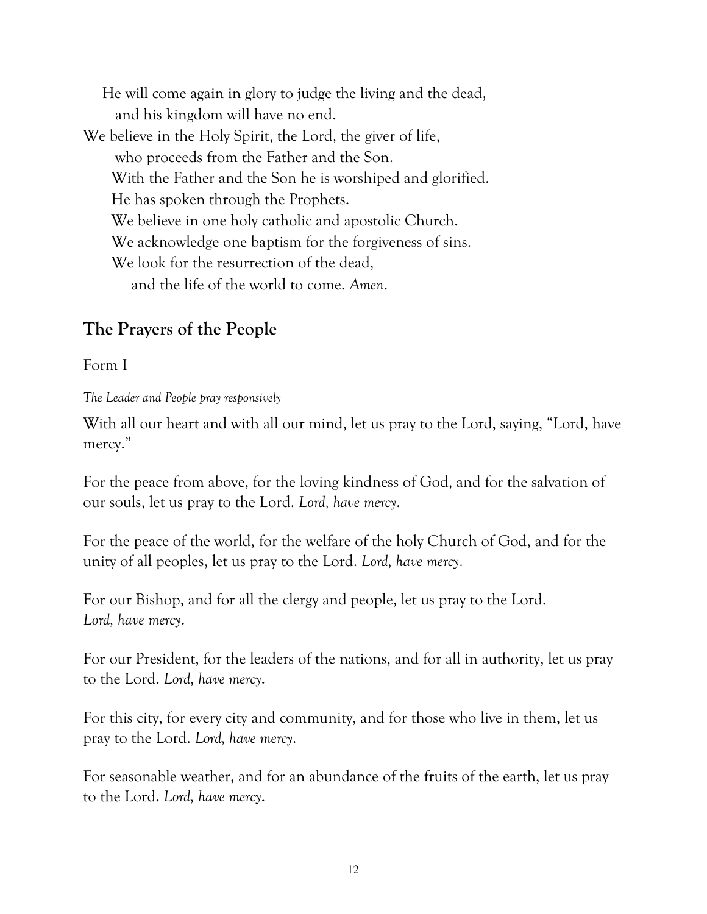He will come again in glory to judge the living and the dead,
and his kingdom will have no end.
We believe in the Holy Spirit, the Lord, the giver of life,
who proceeds from the Father and the Son.
With the Father and the Son he is worshiped and glorified.
He has spoken through the Prophets.
We believe in one holy catholic and apostolic Church.
We acknowledge one baptism for the forgiveness of sins.
We look for the resurrection of the dead,
and the life of the world to come. *Amen.*

## The Prayers of the People

Form I

*The Leader and People pray responsively*

With all our heart and with all our mind, let us pray to the Lord, saying, "Lord, have mercy."

For the peace from above, for the loving kindness of God, and for the salvation of our souls, let us pray to the Lord. *Lord, have mercy.*

For the peace of the world, for the welfare of the holy Church of God, and for the unity of all peoples, let us pray to the Lord. *Lord, have mercy.*

For our Bishop, and for all the clergy and people, let us pray to the Lord.
*Lord, have mercy.*

For our President, for the leaders of the nations, and for all in authority, let us pray to the Lord. *Lord, have mercy.*

For this city, for every city and community, and for those who live in them, let us pray to the Lord. *Lord, have mercy.*

For seasonable weather, and for an abundance of the fruits of the earth, let us pray to the Lord. *Lord, have mercy.*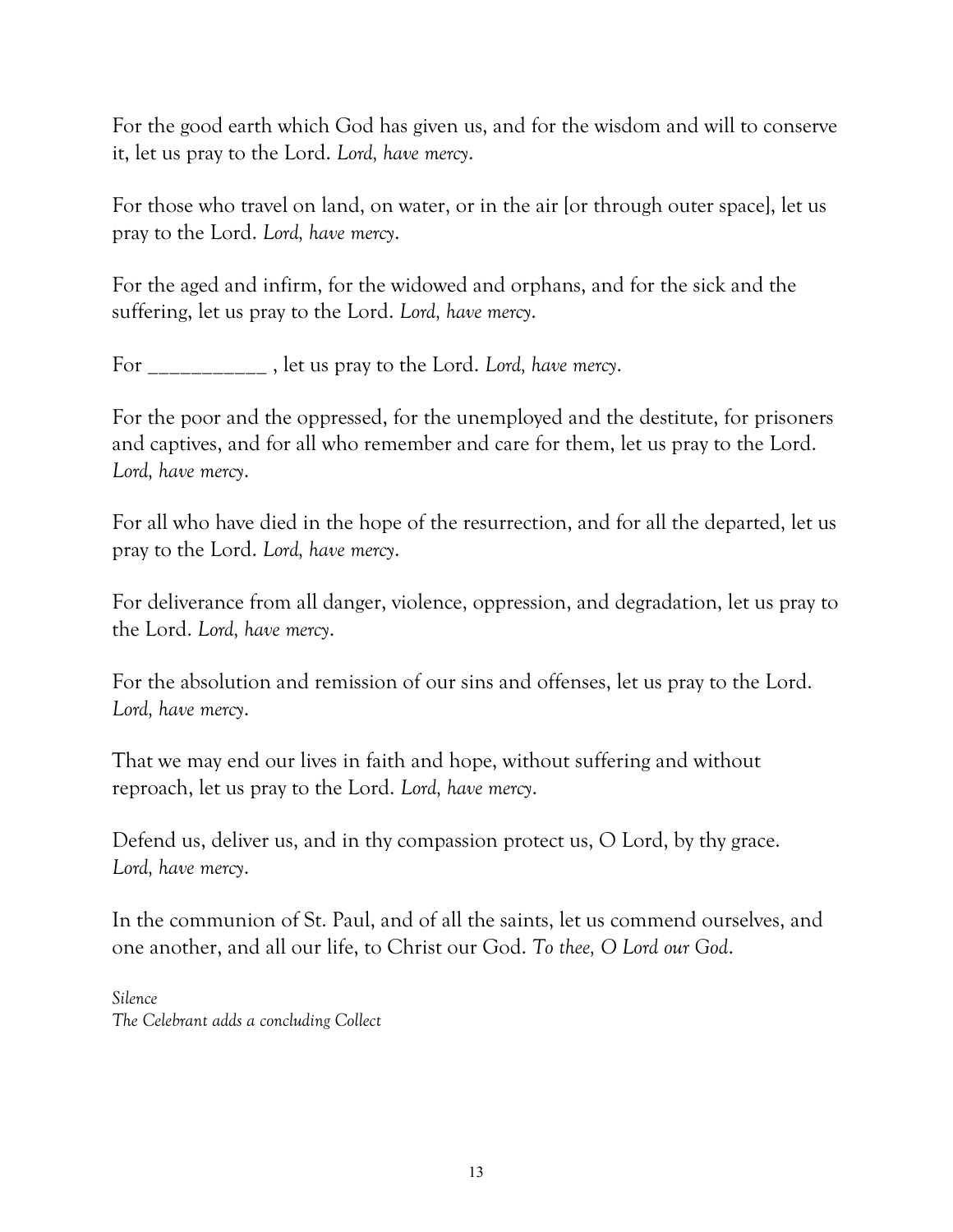For the good earth which God has given us, and for the wisdom and will to conserve it, let us pray to the Lord. *Lord, have mercy.*

For those who travel on land, on water, or in the air [or through outer space], let us pray to the Lord. *Lord, have mercy.*

For the aged and infirm, for the widowed and orphans, and for the sick and the suffering, let us pray to the Lord. *Lord, have mercy.*

For ___________ , let us pray to the Lord. *Lord, have mercy.*

For the poor and the oppressed, for the unemployed and the destitute, for prisoners and captives, and for all who remember and care for them, let us pray to the Lord. *Lord, have mercy.*

For all who have died in the hope of the resurrection, and for all the departed, let us pray to the Lord. *Lord, have mercy.*

For deliverance from all danger, violence, oppression, and degradation, let us pray to the Lord. *Lord, have mercy.*

For the absolution and remission of our sins and offenses, let us pray to the Lord. *Lord, have mercy.*

That we may end our lives in faith and hope, without suffering and without reproach, let us pray to the Lord. *Lord, have mercy.*

Defend us, deliver us, and in thy compassion protect us, O Lord, by thy grace. *Lord, have mercy.*

In the communion of St. Paul, and of all the saints, let us commend ourselves, and one another, and all our life, to Christ our God. *To thee, O Lord our God.*

*Silence*
*The Celebrant adds a concluding Collect*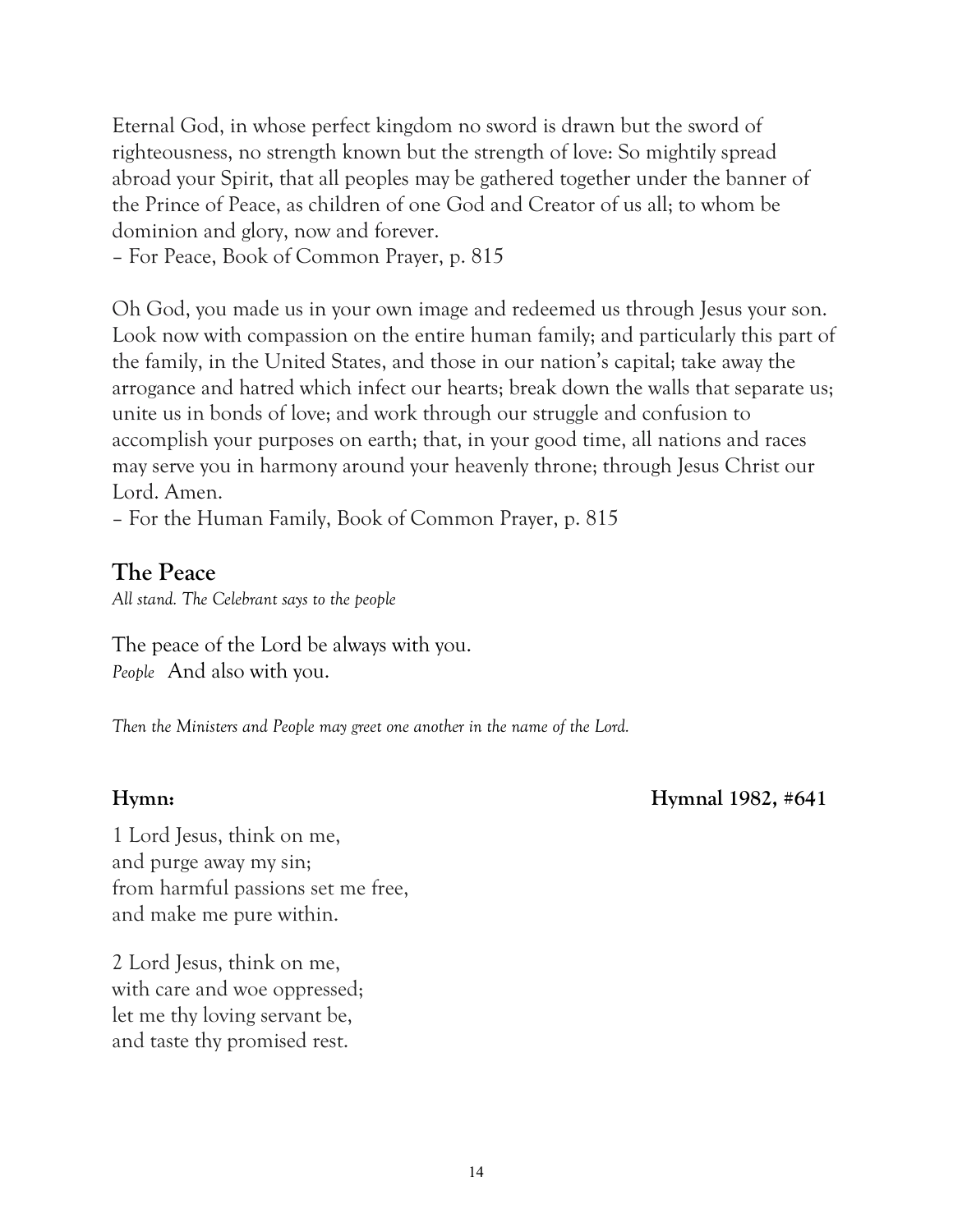Eternal God, in whose perfect kingdom no sword is drawn but the sword of righteousness, no strength known but the strength of love: So mightily spread abroad your Spirit, that all peoples may be gathered together under the banner of the Prince of Peace, as children of one God and Creator of us all; to whom be dominion and glory, now and forever.
– For Peace, Book of Common Prayer, p. 815

Oh God, you made us in your own image and redeemed us through Jesus your son. Look now with compassion on the entire human family; and particularly this part of the family, in the United States, and those in our nation's capital; take away the arrogance and hatred which infect our hearts; break down the walls that separate us; unite us in bonds of love; and work through our struggle and confusion to accomplish your purposes on earth; that, in your good time, all nations and races may serve you in harmony around your heavenly throne; through Jesus Christ our Lord. Amen.
– For the Human Family, Book of Common Prayer, p. 815

## The Peace

*All stand. The Celebrant says to the people*

The peace of the Lord be always with you.
*People* And also with you.

*Then the Ministers and People may greet one another in the name of the Lord.*

**Hymn:** **Hymnal 1982, #641**

1 Lord Jesus, think on me,
and purge away my sin;
from harmful passions set me free,
and make me pure within.

2 Lord Jesus, think on me,
with care and woe oppressed;
let me thy loving servant be,
and taste thy promised rest.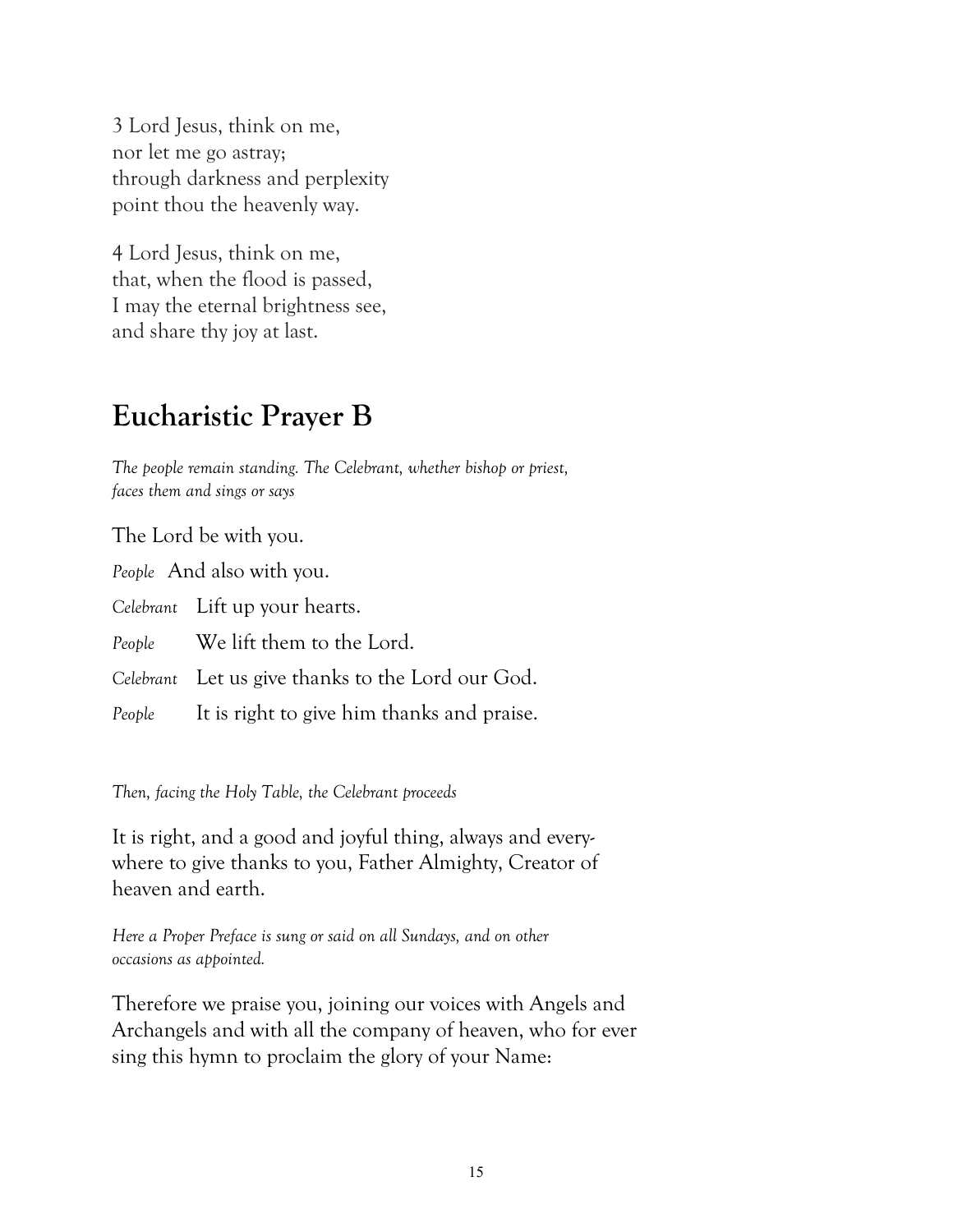3 Lord Jesus, think on me,
nor let me go astray;
through darkness and perplexity
point thou the heavenly way.

4 Lord Jesus, think on me,
that, when the flood is passed,
I may the eternal brightness see,
and share thy joy at last.

## Eucharistic Prayer B

*The people remain standing. The Celebrant, whether bishop or priest, faces them and sings or says*

The Lord be with you.

*People* And also with you.

*Celebrant* Lift up your hearts.

*People* We lift them to the Lord.

*Celebrant* Let us give thanks to the Lord our God.

*People* It is right to give him thanks and praise.

*Then, facing the Holy Table, the Celebrant proceeds*

It is right, and a good and joyful thing, always and everywhere to give thanks to you, Father Almighty, Creator of heaven and earth.

*Here a Proper Preface is sung or said on all Sundays, and on other occasions as appointed.*

Therefore we praise you, joining our voices with Angels and Archangels and with all the company of heaven, who for ever sing this hymn to proclaim the glory of your Name: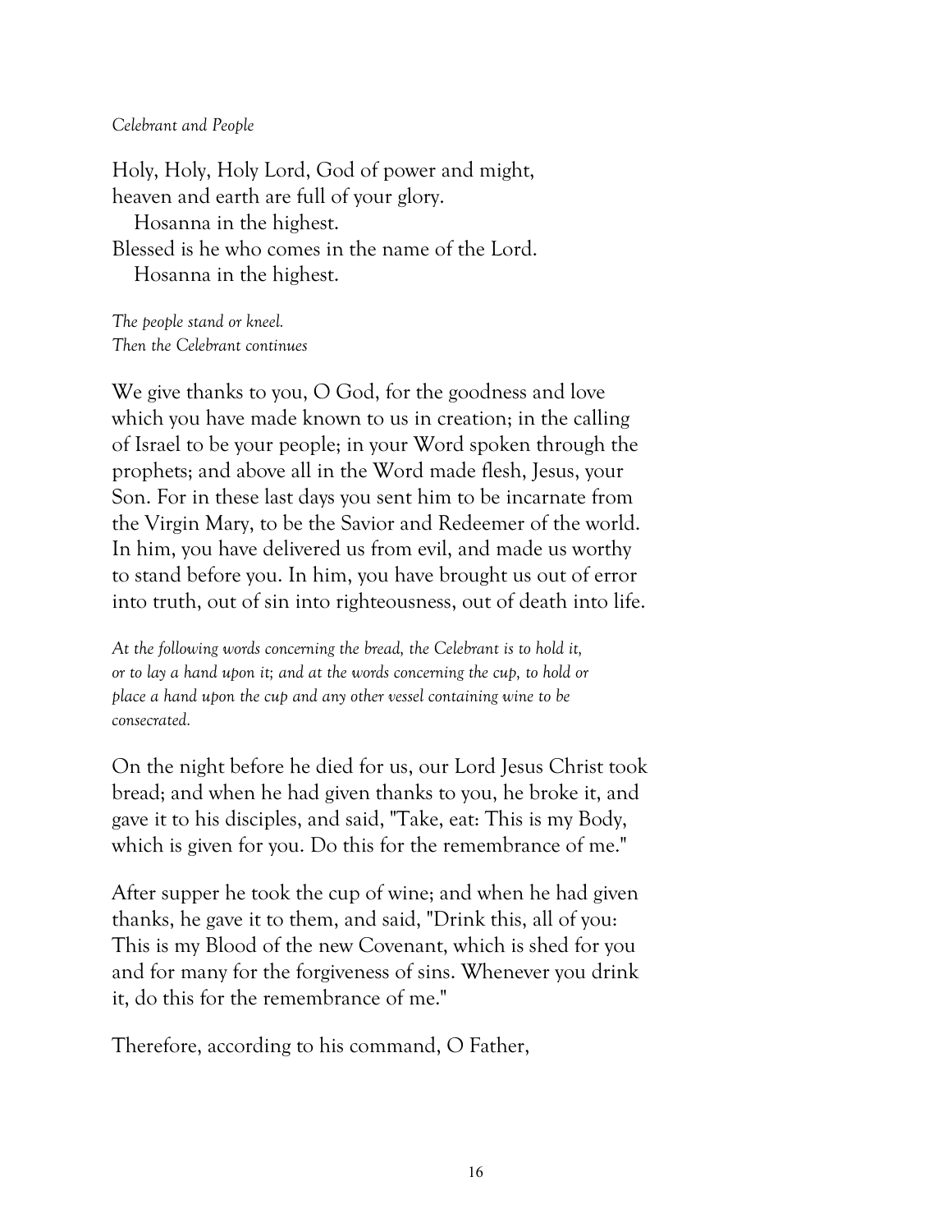*Celebrant and People*

Holy, Holy, Holy Lord, God of power and might,
heaven and earth are full of your glory.
   Hosanna in the highest.
Blessed is he who comes in the name of the Lord.
   Hosanna in the highest.

*The people stand or kneel.*
*Then the Celebrant continues*

We give thanks to you, O God, for the goodness and love which you have made known to us in creation; in the calling of Israel to be your people; in your Word spoken through the prophets; and above all in the Word made flesh, Jesus, your Son. For in these last days you sent him to be incarnate from the Virgin Mary, to be the Savior and Redeemer of the world. In him, you have delivered us from evil, and made us worthy to stand before you. In him, you have brought us out of error into truth, out of sin into righteousness, out of death into life.

*At the following words concerning the bread, the Celebrant is to hold it, or to lay a hand upon it; and at the words concerning the cup, to hold or place a hand upon the cup and any other vessel containing wine to be consecrated.*

On the night before he died for us, our Lord Jesus Christ took bread; and when he had given thanks to you, he broke it, and gave it to his disciples, and said, "Take, eat: This is my Body, which is given for you. Do this for the remembrance of me."

After supper he took the cup of wine; and when he had given thanks, he gave it to them, and said, "Drink this, all of you: This is my Blood of the new Covenant, which is shed for you and for many for the forgiveness of sins. Whenever you drink it, do this for the remembrance of me."

Therefore, according to his command, O Father,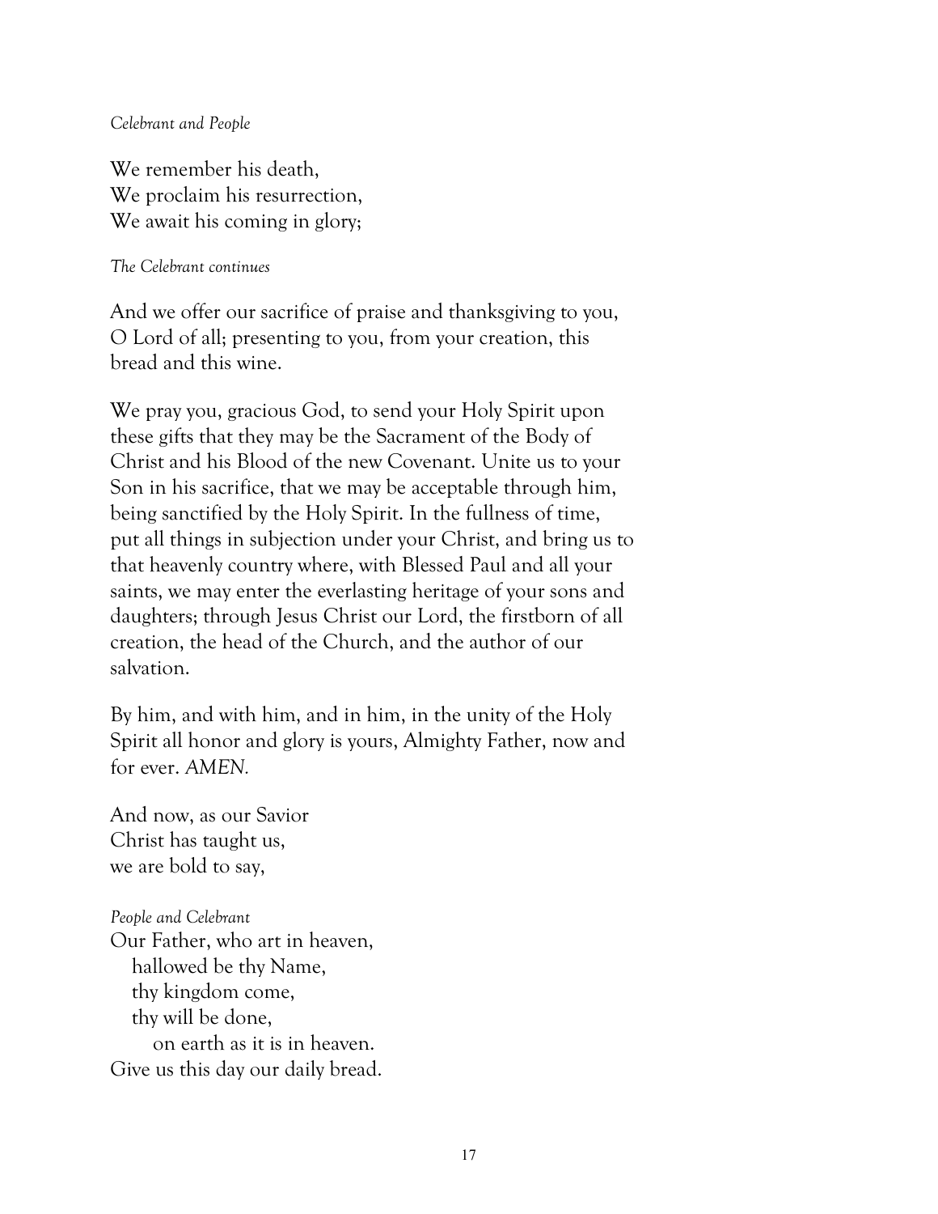*Celebrant and People*

We remember his death,
We proclaim his resurrection,
We await his coming in glory;

*The Celebrant continues*

And we offer our sacrifice of praise and thanksgiving to you, O Lord of all; presenting to you, from your creation, this bread and this wine.

We pray you, gracious God, to send your Holy Spirit upon these gifts that they may be the Sacrament of the Body of Christ and his Blood of the new Covenant. Unite us to your Son in his sacrifice, that we may be acceptable through him, being sanctified by the Holy Spirit. In the fullness of time, put all things in subjection under your Christ, and bring us to that heavenly country where, with Blessed Paul and all your saints, we may enter the everlasting heritage of your sons and daughters; through Jesus Christ our Lord, the firstborn of all creation, the head of the Church, and the author of our salvation.

By him, and with him, and in him, in the unity of the Holy Spirit all honor and glory is yours, Almighty Father, now and for ever. *AMEN.*

And now, as our Savior
Christ has taught us,
we are bold to say,

*People and Celebrant*
Our Father, who art in heaven,
  hallowed be thy Name,
  thy kingdom come,
  thy will be done,
    on earth as it is in heaven.
Give us this day our daily bread.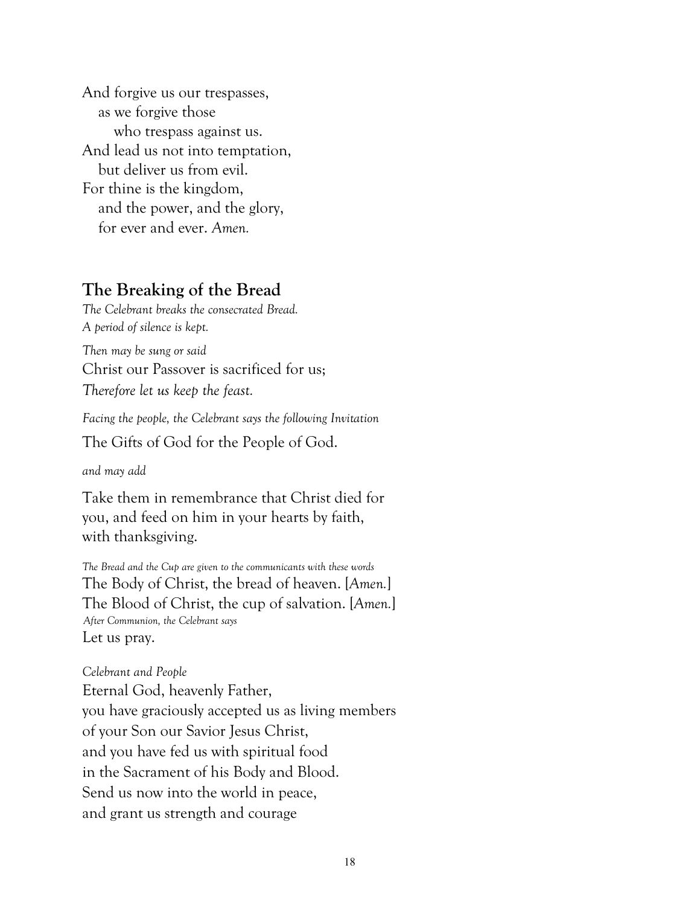And forgive us our trespasses,
as we forgive those
who trespass against us.
And lead us not into temptation,
but deliver us from evil.
For thine is the kingdom,
and the power, and the glory,
for ever and ever. *Amen.*

## The Breaking of the Bread

*The Celebrant breaks the consecrated Bread.*
*A period of silence is kept.*

*Then may be sung or said*

Christ our Passover is sacrificed for us;
*Therefore let us keep the feast.*

*Facing the people, the Celebrant says the following Invitation*

The Gifts of God for the People of God.

*and may add*

Take them in remembrance that Christ died for you, and feed on him in your hearts by faith, with thanksgiving.

*The Bread and the Cup are given to the communicants with these words*

The Body of Christ, the bread of heaven. [*Amen.*]
The Blood of Christ, the cup of salvation. [*Amen.*]

*After Communion, the Celebrant says*

Let us pray.

*Celebrant and People*

Eternal God, heavenly Father,
you have graciously accepted us as living members
of your Son our Savior Jesus Christ,
and you have fed us with spiritual food
in the Sacrament of his Body and Blood.
Send us now into the world in peace,
and grant us strength and courage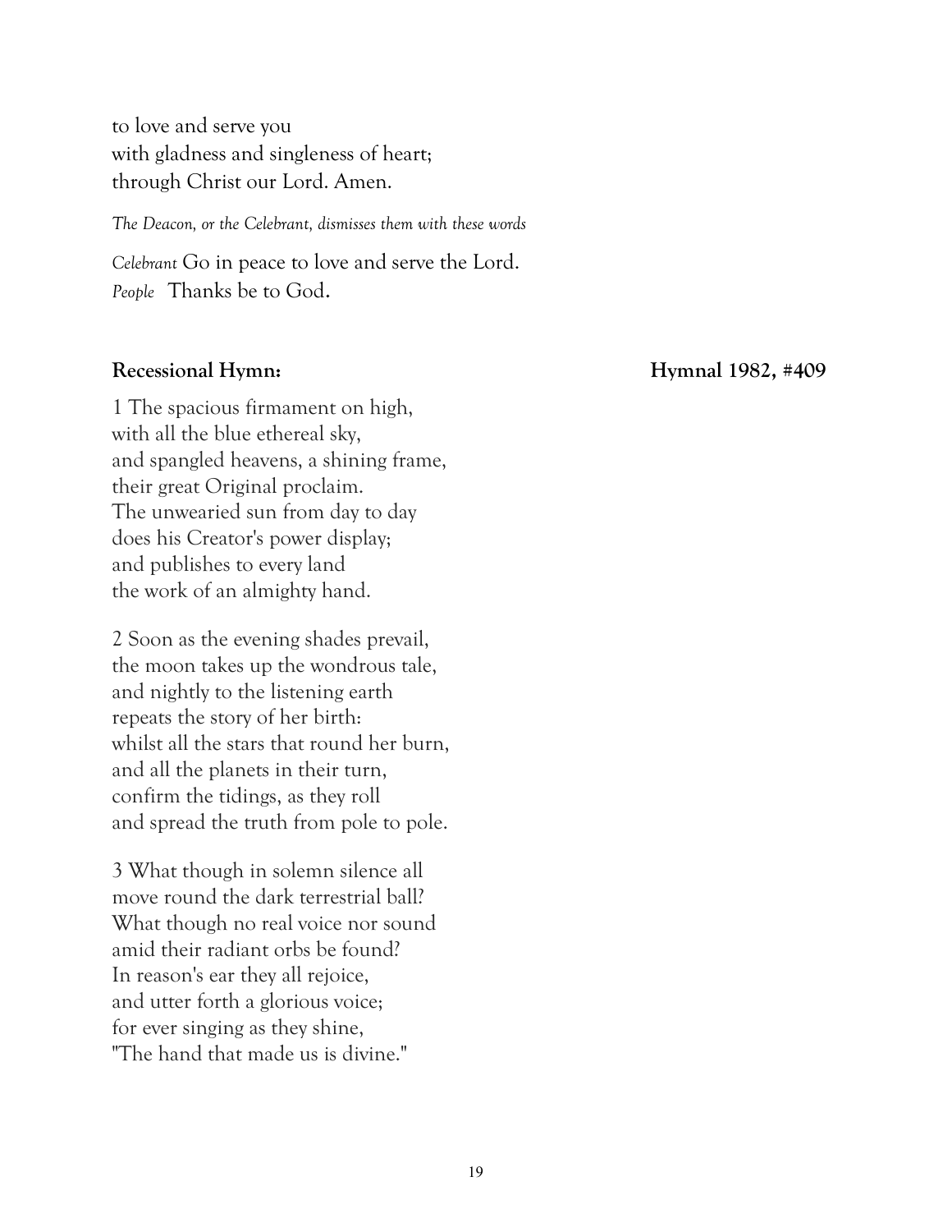to love and serve you  
with gladness and singleness of heart;  
through Christ our Lord. Amen.

*The Deacon, or the Celebrant, dismisses them with these words*

*Celebrant* Go in peace to love and serve the Lord.  
*People* Thanks be to God.

**Recessional Hymn: Hymnal 1982, #409**

1 The spacious firmament on high,  
with all the blue ethereal sky,  
and spangled heavens, a shining frame,  
their great Original proclaim.  
The unwearied sun from day to day  
does his Creator's power display;  
and publishes to every land  
the work of an almighty hand.

2 Soon as the evening shades prevail,  
the moon takes up the wondrous tale,  
and nightly to the listening earth  
repeats the story of her birth:  
whilst all the stars that round her burn,  
and all the planets in their turn,  
confirm the tidings, as they roll  
and spread the truth from pole to pole.

3 What though in solemn silence all  
move round the dark terrestrial ball?  
What though no real voice nor sound  
amid their radiant orbs be found?  
In reason's ear they all rejoice,  
and utter forth a glorious voice;  
for ever singing as they shine,  
"The hand that made us is divine."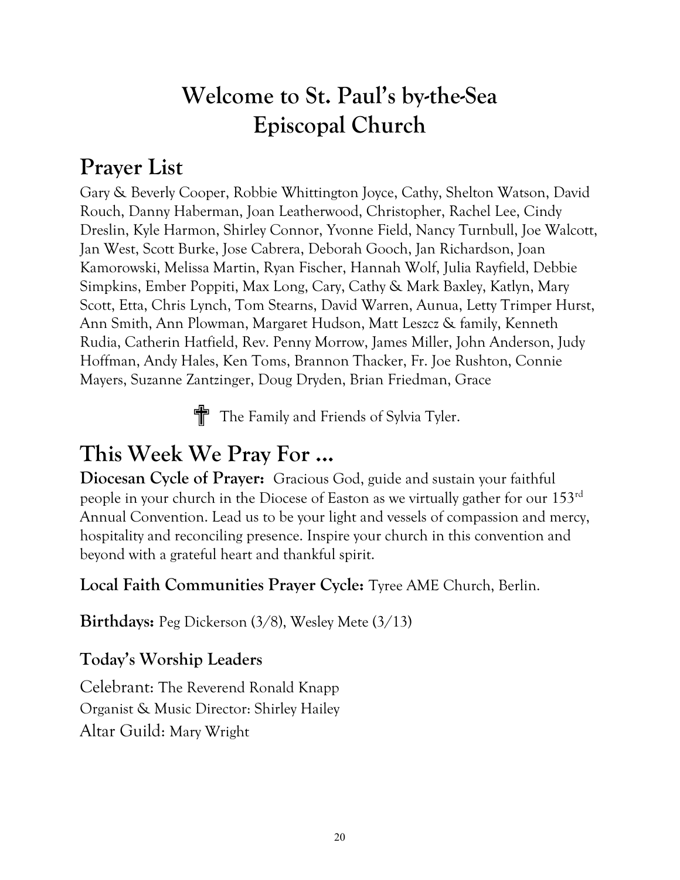# Welcome to St. Paul's by-the-Sea Episcopal Church

## Prayer List

Gary & Beverly Cooper, Robbie Whittington Joyce, Cathy, Shelton Watson, David Rouch, Danny Haberman, Joan Leatherwood, Christopher, Rachel Lee, Cindy Dreslin, Kyle Harmon, Shirley Connor, Yvonne Field, Nancy Turnbull, Joe Walcott, Jan West, Scott Burke, Jose Cabrera, Deborah Gooch, Jan Richardson, Joan Kamorowski, Melissa Martin, Ryan Fischer, Hannah Wolf, Julia Rayfield, Debbie Simpkins, Ember Poppiti, Max Long, Cary, Cathy & Mark Baxley, Katlyn, Mary Scott, Etta, Chris Lynch, Tom Stearns, David Warren, Aunua, Letty Trimper Hurst, Ann Smith, Ann Plowman, Margaret Hudson, Matt Leszcz & family, Kenneth Rudia, Catherin Hatfield, Rev. Penny Morrow, James Miller, John Anderson, Judy Hoffman, Andy Hales, Ken Toms, Brannon Thacker, Fr. Joe Rushton, Connie Mayers, Suzanne Zantzinger, Doug Dryden, Brian Friedman, Grace

✝ The Family and Friends of Sylvia Tyler.

## This Week We Pray For ...

**Diocesan Cycle of Prayer:** Gracious God, guide and sustain your faithful people in your church in the Diocese of Easton as we virtually gather for our 153rd Annual Convention. Lead us to be your light and vessels of compassion and mercy, hospitality and reconciling presence. Inspire your church in this convention and beyond with a grateful heart and thankful spirit.

**Local Faith Communities Prayer Cycle:** Tyree AME Church, Berlin.

**Birthdays:** Peg Dickerson (3/8), Wesley Mete (3/13)

### Today's Worship Leaders

Celebrant: The Reverend Ronald Knapp
Organist & Music Director: Shirley Hailey
Altar Guild: Mary Wright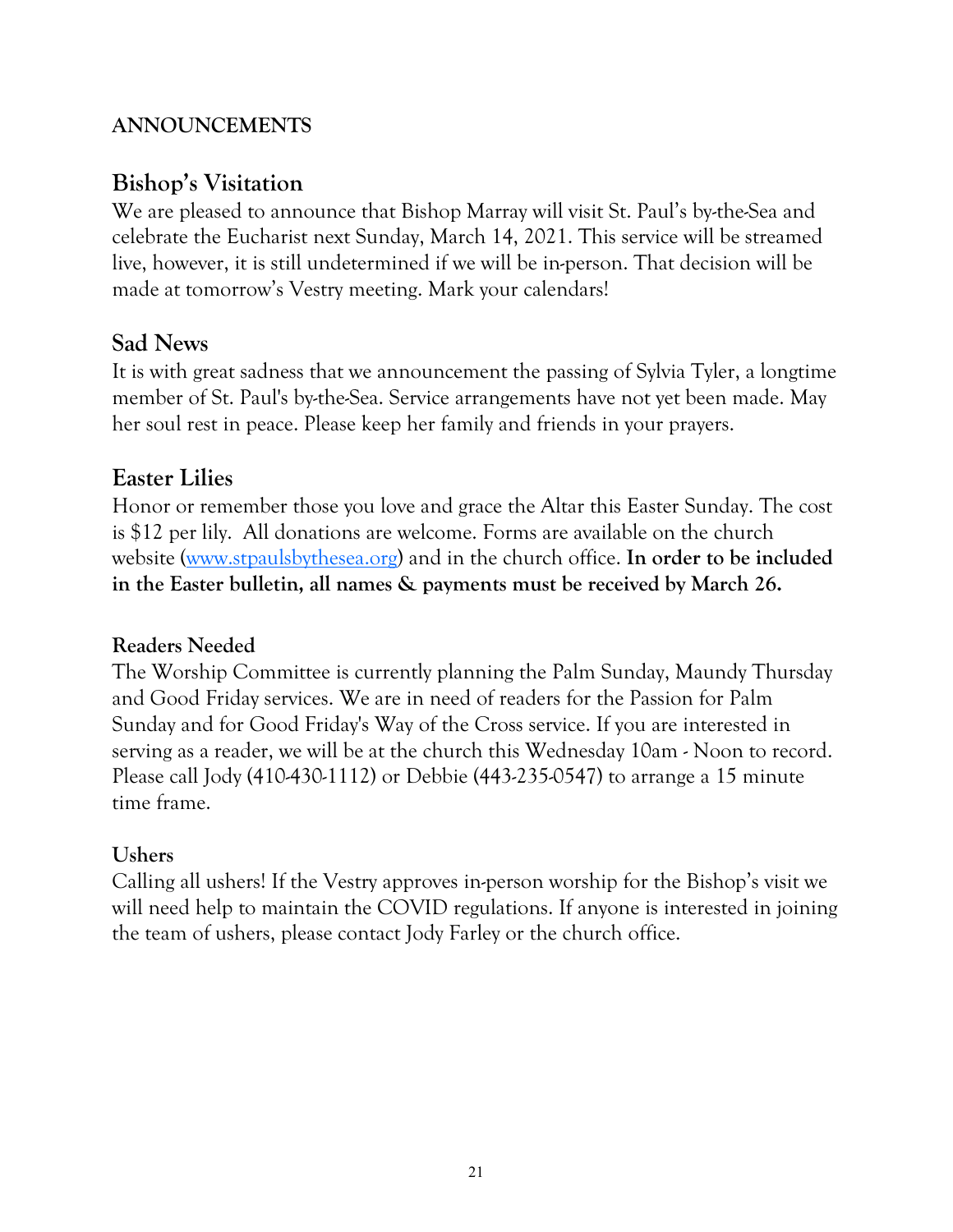## ANNOUNCEMENTS

### Bishop's Visitation

We are pleased to announce that Bishop Marray will visit St. Paul's by-the-Sea and celebrate the Eucharist next Sunday, March 14, 2021. This service will be streamed live, however, it is still undetermined if we will be in-person. That decision will be made at tomorrow's Vestry meeting. Mark your calendars!

### Sad News

It is with great sadness that we announcement the passing of Sylvia Tyler, a longtime member of St. Paul's by-the-Sea. Service arrangements have not yet been made. May her soul rest in peace. Please keep her family and friends in your prayers.

### Easter Lilies

Honor or remember those you love and grace the Altar this Easter Sunday. The cost is $12 per lily. All donations are welcome. Forms are available on the church website ([www.stpaulsbythesea.org](http://www.stpaulsbythesea.org)) and in the church office. **In order to be included in the Easter bulletin, all names & payments must be received by March 26.**

#### Readers Needed

The Worship Committee is currently planning the Palm Sunday, Maundy Thursday and Good Friday services. We are in need of readers for the Passion for Palm Sunday and for Good Friday's Way of the Cross service. If you are interested in serving as a reader, we will be at the church this Wednesday 10am - Noon to record. Please call Jody (410-430-1112) or Debbie (443-235-0547) to arrange a 15 minute time frame.

#### Ushers

Calling all ushers! If the Vestry approves in-person worship for the Bishop's visit we will need help to maintain the COVID regulations. If anyone is interested in joining the team of ushers, please contact Jody Farley or the church office.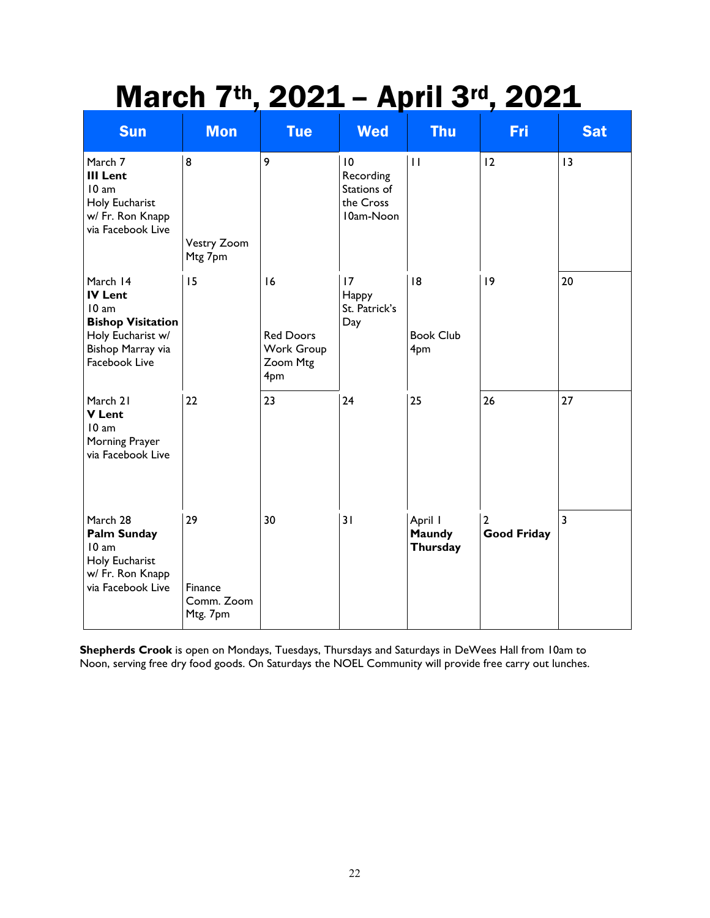# March 7th, 2021 – April 3rd, 2021

| Sun | Mon | Tue | Wed | Thu | Fri | Sat |
|---|---|---|---|---|---|---|
| March 7 **III Lent** 10 am Holy Eucharist w/ Fr. Ron Knapp via Facebook Live | 8 Vestry Zoom Mtg 7pm | 9 | 10 Recording Stations of the Cross 10am-Noon | 11 | 12 | 13 |
| March 14 **IV Lent** 10 am **Bishop Visitation** Holy Eucharist w/ Bishop Marray via Facebook Live | 15 | 16 Red Doors Work Group Zoom Mtg 4pm | 17 Happy St. Patrick's Day | 18 Book Club 4pm | 19 | 20 |
| March 21 **V Lent** 10 am Morning Prayer via Facebook Live | 22 | 23 | 24 | 25 | 26 | 27 |
| March 28 **Palm Sunday** 10 am Holy Eucharist w/ Fr. Ron Knapp via Facebook Live | 29 Finance Comm. Zoom Mtg. 7pm | 30 | 31 | April 1 **Maundy Thursday** | 2 **Good Friday** | 3 |

**Shepherds Crook** is open on Mondays, Tuesdays, Thursdays and Saturdays in DeWees Hall from 10am to Noon, serving free dry food goods. On Saturdays the NOEL Community will provide free carry out lunches.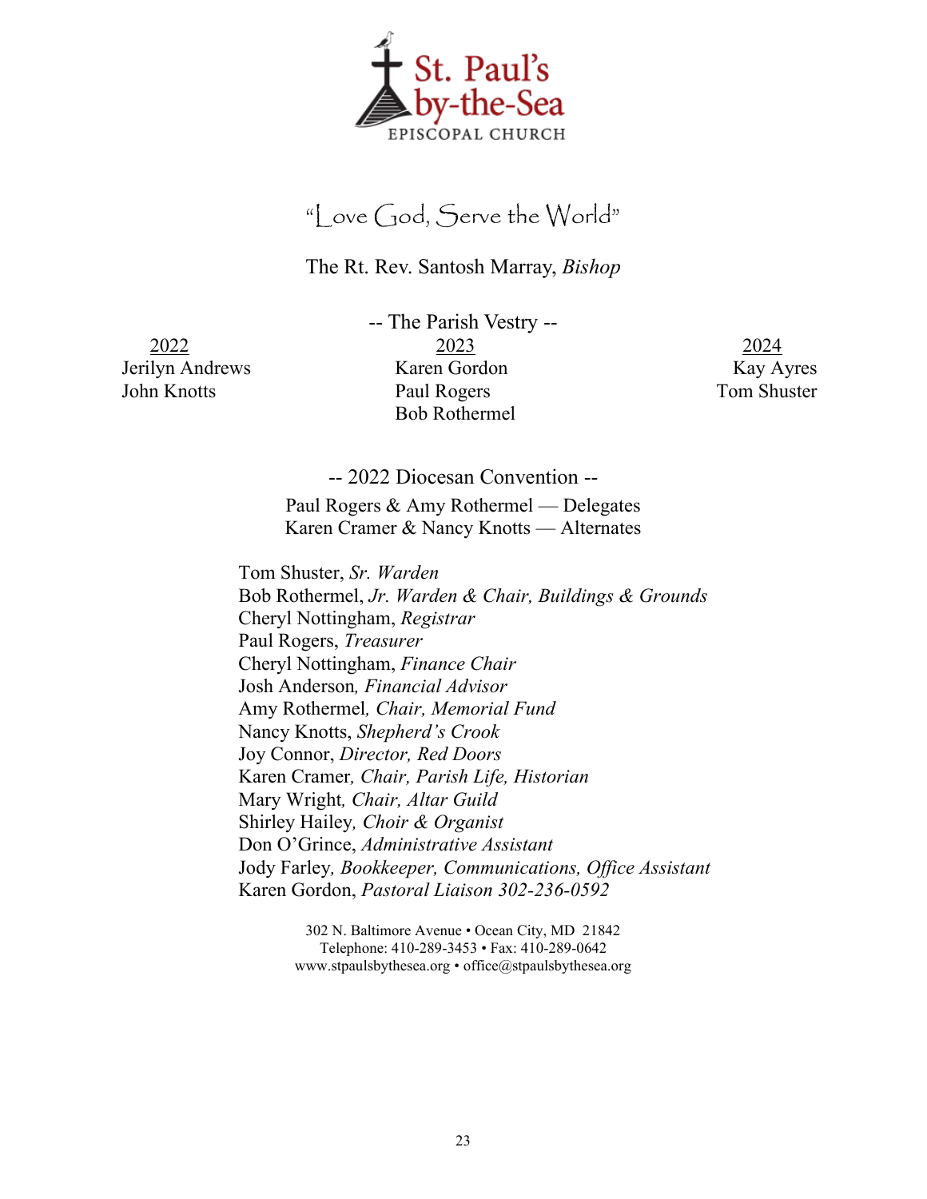St. Paul's by-the-Sea

EPISCOPAL CHURCH

"Love God, Serve the World"

The Rt. Rev. Santosh Marray, *Bishop*

-- The Parish Vestry --

| 2022 | 2023 | 2024 |
|---|---|---|
| Jerilyn Andrews | Karen Gordon | Kay Ayres |
| John Knotts | Paul Rogers | Tom Shuster |
| | Bob Rothermel | |

-- 2022 Diocesan Convention --

Paul Rogers & Amy Rothermel — Delegates
Karen Cramer & Nancy Knotts — Alternates

Tom Shuster, *Sr. Warden*
Bob Rothermel, *Jr. Warden & Chair, Buildings & Grounds*
Cheryl Nottingham, *Registrar*
Paul Rogers, *Treasurer*
Cheryl Nottingham, *Finance Chair*
Josh Anderson, *Financial Advisor*
Amy Rothermel, *Chair, Memorial Fund*
Nancy Knotts, *Shepherd's Crook*
Joy Connor, *Director, Red Doors*
Karen Cramer, *Chair, Parish Life, Historian*
Mary Wright, *Chair, Altar Guild*
Shirley Hailey, *Choir & Organist*
Don O'Grince, *Administrative Assistant*
Jody Farley, *Bookkeeper, Communications, Office Assistant*
Karen Gordon, *Pastoral Liaison 302-236-0592*

302 N. Baltimore Avenue • Ocean City, MD 21842
Telephone: 410-289-3453 • Fax: 410-289-0642
www.stpaulsbythesea.org • office@stpaulsbythesea.org